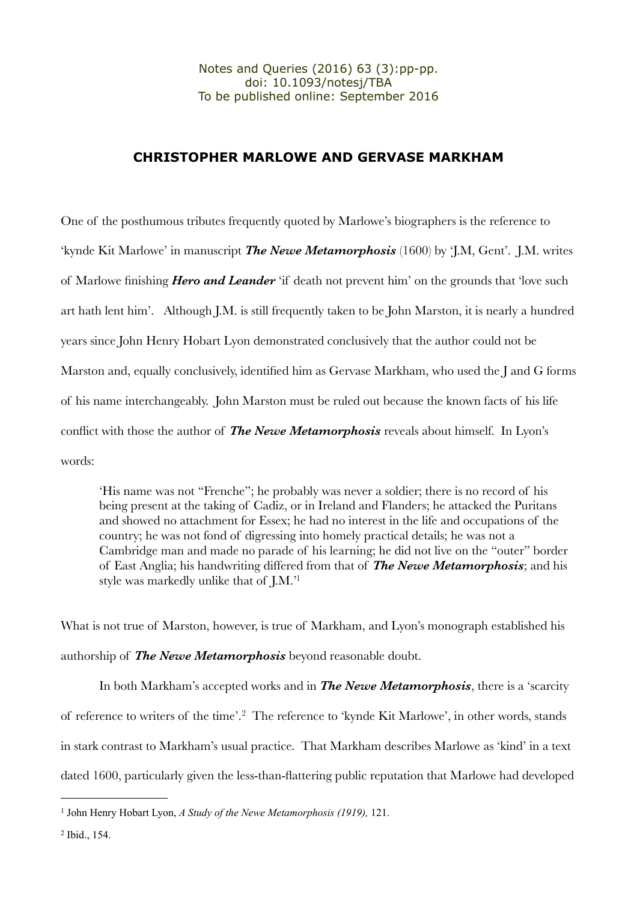Notes and Queries (2016) 63 (3):pp-pp.
doi: 10.1093/notesj/TBA
To be published online: September 2016

# CHRISTOPHER MARLOWE AND GERVASE MARKHAM

One of the posthumous tributes frequently quoted by Marlowe's biographers is the reference to 'kynde Kit Marlowe' in manuscript ***The Newe Metamorphosis*** (1600) by 'J.M, Gent'. J.M. writes of Marlowe finishing ***Hero and Leander*** 'if death not prevent him' on the grounds that 'love such art hath lent him'. Although J.M. is still frequently taken to be John Marston, it is nearly a hundred years since John Henry Hobart Lyon demonstrated conclusively that the author could not be Marston and, equally conclusively, identified him as Gervase Markham, who used the J and G forms of his name interchangeably. John Marston must be ruled out because the known facts of his life conflict with those the author of ***The Newe Metamorphosis*** reveals about himself. In Lyon's words:

> 'His name was not "Frenche"; he probably was never a soldier; there is no record of his being present at the taking of Cadiz, or in Ireland and Flanders; he attacked the Puritans and showed no attachment for Essex; he had no interest in the life and occupations of the country; he was not fond of digressing into homely practical details; he was not a Cambridge man and made no parade of his learning; he did not live on the "outer" border of East Anglia; his handwriting differed from that of ***The Newe Metamorphosis***; and his style was markedly unlike that of J.M.'[1]

What is not true of Marston, however, is true of Markham, and Lyon's monograph established his authorship of ***The Newe Metamorphosis*** beyond reasonable doubt.

In both Markham's accepted works and in ***The Newe Metamorphosis***, there is a 'scarcity of reference to writers of the time'.[2] The reference to 'kynde Kit Marlowe', in other words, stands in stark contrast to Markham's usual practice. That Markham describes Marlowe as 'kind' in a text dated 1600, particularly given the less-than-flattering public reputation that Marlowe had developed

---

[1] John Henry Hobart Lyon, *A Study of the Newe Metamorphosis (1919),* 121.

[2] Ibid., 154.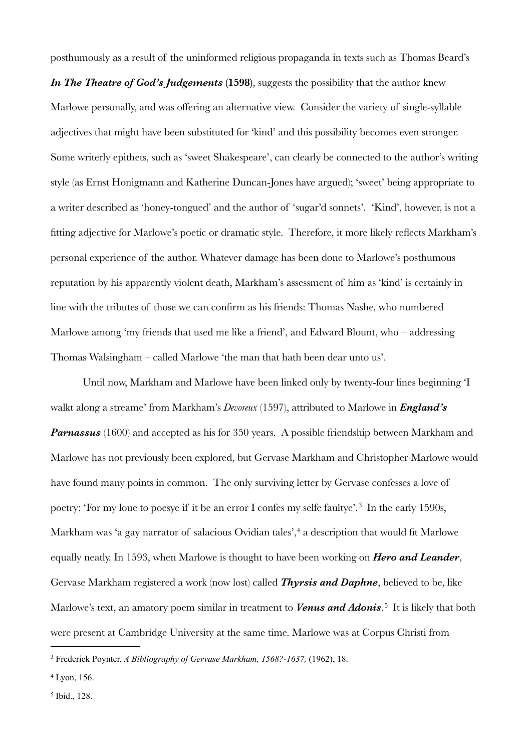posthumously as a result of the uninformed religious propaganda in texts such as Thomas Beard's ***In The Theatre of God's Judgements*** **(1598)**, suggests the possibility that the author knew Marlowe personally, and was offering an alternative view. Consider the variety of single-syllable adjectives that might have been substituted for 'kind' and this possibility becomes even stronger. Some writerly epithets, such as 'sweet Shakespeare', can clearly be connected to the author's writing style (as Ernst Honigmann and Katherine Duncan-Jones have argued); 'sweet' being appropriate to a writer described as 'honey-tongued' and the author of 'sugar'd sonnets'. 'Kind', however, is not a fitting adjective for Marlowe's poetic or dramatic style. Therefore, it more likely reflects Markham's personal experience of the author. Whatever damage has been done to Marlowe's posthumous reputation by his apparently violent death, Markham's assessment of him as 'kind' is certainly in line with the tributes of those we can confirm as his friends: Thomas Nashe, who numbered Marlowe among 'my friends that used me like a friend', and Edward Blount, who – addressing Thomas Walsingham – called Marlowe 'the man that hath been dear unto us'.

Until now, Markham and Marlowe have been linked only by twenty-four lines beginning 'I walkt along a streame' from Markham's *Devoreux* (1597), attributed to Marlowe in ***England's Parnassus*** (1600) and accepted as his for 350 years. A possible friendship between Markham and Marlowe has not previously been explored, but Gervase Markham and Christopher Marlowe would have found many points in common. The only surviving letter by Gervase confesses a love of poetry: 'For my loue to poesye if it be an error I confes my selfe faultye'.[3] In the early 1590s, Markham was 'a gay narrator of salacious Ovidian tales',[4] a description that would fit Marlowe equally neatly. In 1593, when Marlowe is thought to have been working on ***Hero and Leander***, Gervase Markham registered a work (now lost) called ***Thyrsis and Daphne***, believed to be, like Marlowe's text, an amatory poem similar in treatment to ***Venus and Adonis***.[5] It is likely that both were present at Cambridge University at the same time. Marlowe was at Corpus Christi from

---

[3] Frederick Poynter, *A Bibliography of Gervase Markham, 1568?-1637,* (1962), 18.

[4] Lyon, 156.

[5] Ibid., 128.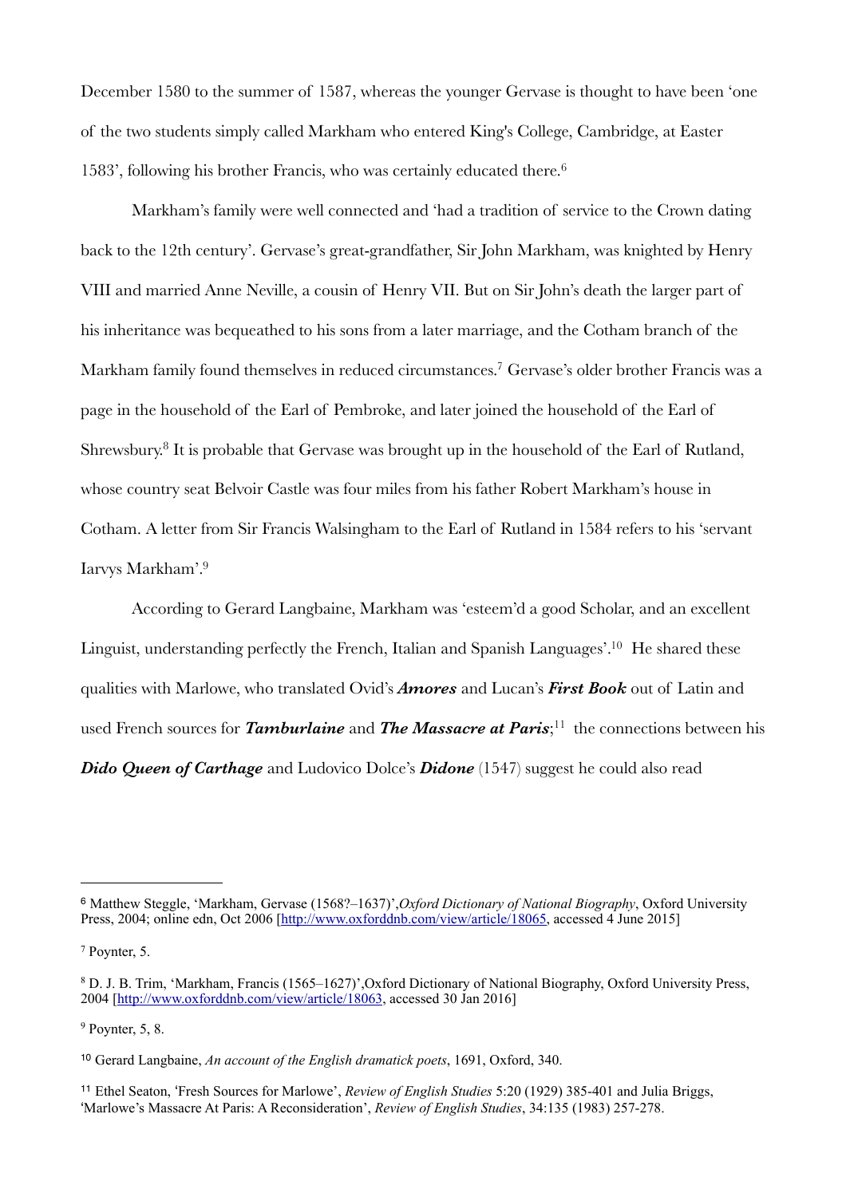December 1580 to the summer of 1587, whereas the younger Gervase is thought to have been 'one of the two students simply called Markham who entered King's College, Cambridge, at Easter 1583', following his brother Francis, who was certainly educated there.[6]

Markham's family were well connected and 'had a tradition of service to the Crown dating back to the 12th century'. Gervase's great-grandfather, Sir John Markham, was knighted by Henry VIII and married Anne Neville, a cousin of Henry VII. But on Sir John's death the larger part of his inheritance was bequeathed to his sons from a later marriage, and the Cotham branch of the Markham family found themselves in reduced circumstances.[7] Gervase's older brother Francis was a page in the household of the Earl of Pembroke, and later joined the household of the Earl of Shrewsbury.[8] It is probable that Gervase was brought up in the household of the Earl of Rutland, whose country seat Belvoir Castle was four miles from his father Robert Markham's house in Cotham. A letter from Sir Francis Walsingham to the Earl of Rutland in 1584 refers to his 'servant Iarvys Markham'.[9]

According to Gerard Langbaine, Markham was 'esteem'd a good Scholar, and an excellent Linguist, understanding perfectly the French, Italian and Spanish Languages'.[10] He shared these qualities with Marlowe, who translated Ovid's ***Amores*** and Lucan's ***First Book*** out of Latin and used French sources for ***Tamburlaine*** and ***The Massacre at Paris***;[11] the connections between his ***Dido Queen of Carthage*** and Ludovico Dolce's ***Didone*** (1547) suggest he could also read

---

[6] Matthew Steggle, 'Markham, Gervase (1568?–1637)',*Oxford Dictionary of National Biography*, Oxford University Press, 2004; online edn, Oct 2006 [http://www.oxforddnb.com/view/article/18065, accessed 4 June 2015]

[7] Poynter, 5.

[8] D. J. B. Trim, 'Markham, Francis (1565–1627)',Oxford Dictionary of National Biography, Oxford University Press, 2004 [http://www.oxforddnb.com/view/article/18063, accessed 30 Jan 2016]

[9] Poynter, 5, 8.

[10] Gerard Langbaine, *An account of the English dramatick poets*, 1691, Oxford, 340.

[11] Ethel Seaton, 'Fresh Sources for Marlowe', *Review of English Studies* 5:20 (1929) 385-401 and Julia Briggs, 'Marlowe's Massacre At Paris: A Reconsideration', *Review of English Studies*, 34:135 (1983) 257-278.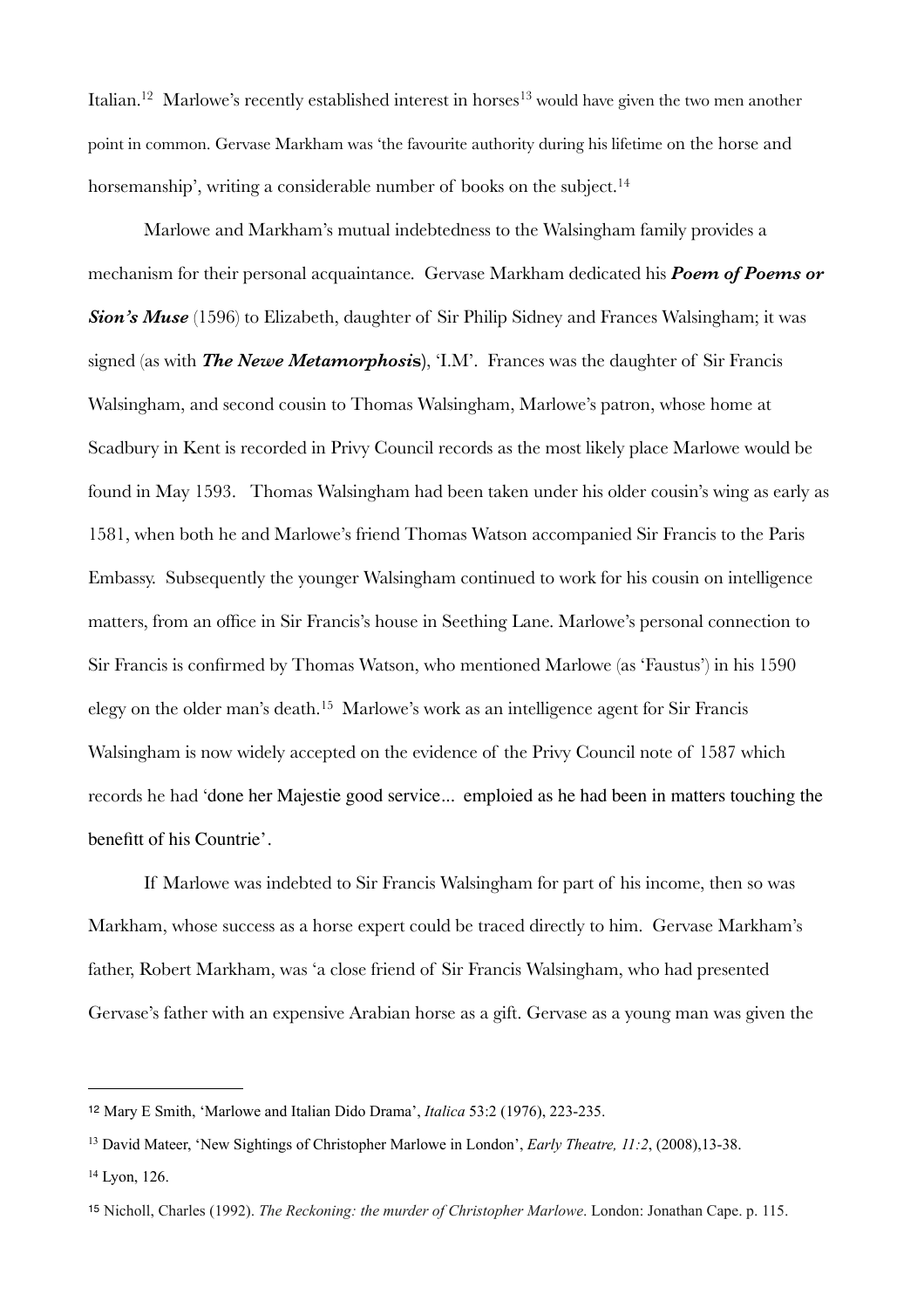Italian.[12] Marlowe's recently established interest in horses[13] would have given the two men another point in common. Gervase Markham was 'the favourite authority during his lifetime on the horse and horsemanship', writing a considerable number of books on the subject.[14]

Marlowe and Markham's mutual indebtedness to the Walsingham family provides a mechanism for their personal acquaintance. Gervase Markham dedicated his ***Poem of Poems or Sion's Muse*** (1596) to Elizabeth, daughter of Sir Philip Sidney and Frances Walsingham; it was signed (as with ***The Newe Metamorphosis***), 'I.M'. Frances was the daughter of Sir Francis Walsingham, and second cousin to Thomas Walsingham, Marlowe's patron, whose home at Scadbury in Kent is recorded in Privy Council records as the most likely place Marlowe would be found in May 1593. Thomas Walsingham had been taken under his older cousin's wing as early as 1581, when both he and Marlowe's friend Thomas Watson accompanied Sir Francis to the Paris Embassy. Subsequently the younger Walsingham continued to work for his cousin on intelligence matters, from an office in Sir Francis's house in Seething Lane. Marlowe's personal connection to Sir Francis is confirmed by Thomas Watson, who mentioned Marlowe (as 'Faustus') in his 1590 elegy on the older man's death.[15] Marlowe's work as an intelligence agent for Sir Francis Walsingham is now widely accepted on the evidence of the Privy Council note of 1587 which records he had 'done her Majestie good service... emploied as he had been in matters touching the benefitt of his Countrie'.

If Marlowe was indebted to Sir Francis Walsingham for part of his income, then so was Markham, whose success as a horse expert could be traced directly to him. Gervase Markham's father, Robert Markham, was 'a close friend of Sir Francis Walsingham, who had presented Gervase's father with an expensive Arabian horse as a gift. Gervase as a young man was given the

---

[12] Mary E Smith, 'Marlowe and Italian Dido Drama', *Italica* 53:2 (1976), 223-235.

[13] David Mateer, 'New Sightings of Christopher Marlowe in London', *Early Theatre, 11:2*, (2008),13-38.

[14] Lyon, 126.

[15] Nicholl, Charles (1992). *The Reckoning: the murder of Christopher Marlowe*. London: Jonathan Cape. p. 115.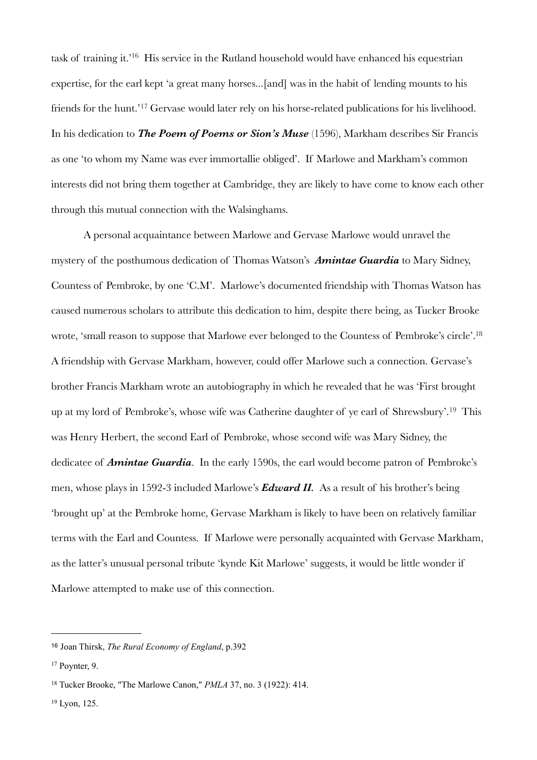task of training it.'[16] His service in the Rutland household would have enhanced his equestrian expertise, for the earl kept 'a great many horses...[and] was in the habit of lending mounts to his friends for the hunt.'[17] Gervase would later rely on his horse-related publications for his livelihood. In his dedication to ***The Poem of Poems or Sion's Muse*** (1596), Markham describes Sir Francis as one 'to whom my Name was ever immortallie obliged'. If Marlowe and Markham's common interests did not bring them together at Cambridge, they are likely to have come to know each other through this mutual connection with the Walsinghams.

A personal acquaintance between Marlowe and Gervase Marlowe would unravel the mystery of the posthumous dedication of Thomas Watson's ***Amintae Guardia*** to Mary Sidney, Countess of Pembroke, by one 'C.M'. Marlowe's documented friendship with Thomas Watson has caused numerous scholars to attribute this dedication to him, despite there being, as Tucker Brooke wrote, 'small reason to suppose that Marlowe ever belonged to the Countess of Pembroke's circle'.[18] A friendship with Gervase Markham, however, could offer Marlowe such a connection. Gervase's brother Francis Markham wrote an autobiography in which he revealed that he was 'First brought up at my lord of Pembroke's, whose wife was Catherine daughter of ye earl of Shrewsbury'.[19] This was Henry Herbert, the second Earl of Pembroke, whose second wife was Mary Sidney, the dedicatee of ***Amintae Guardia***. In the early 1590s, the earl would become patron of Pembroke's men, whose plays in 1592-3 included Marlowe's ***Edward II.*** As a result of his brother's being 'brought up' at the Pembroke home, Gervase Markham is likely to have been on relatively familiar terms with the Earl and Countess. If Marlowe were personally acquainted with Gervase Markham, as the latter's unusual personal tribute 'kynde Kit Marlowe' suggests, it would be little wonder if Marlowe attempted to make use of this connection.

---

[16] Joan Thirsk, *The Rural Economy of England*, p.392

[17] Poynter, 9.

[18] Tucker Brooke, "The Marlowe Canon," *PMLA* 37, no. 3 (1922): 414.

[19] Lyon, 125.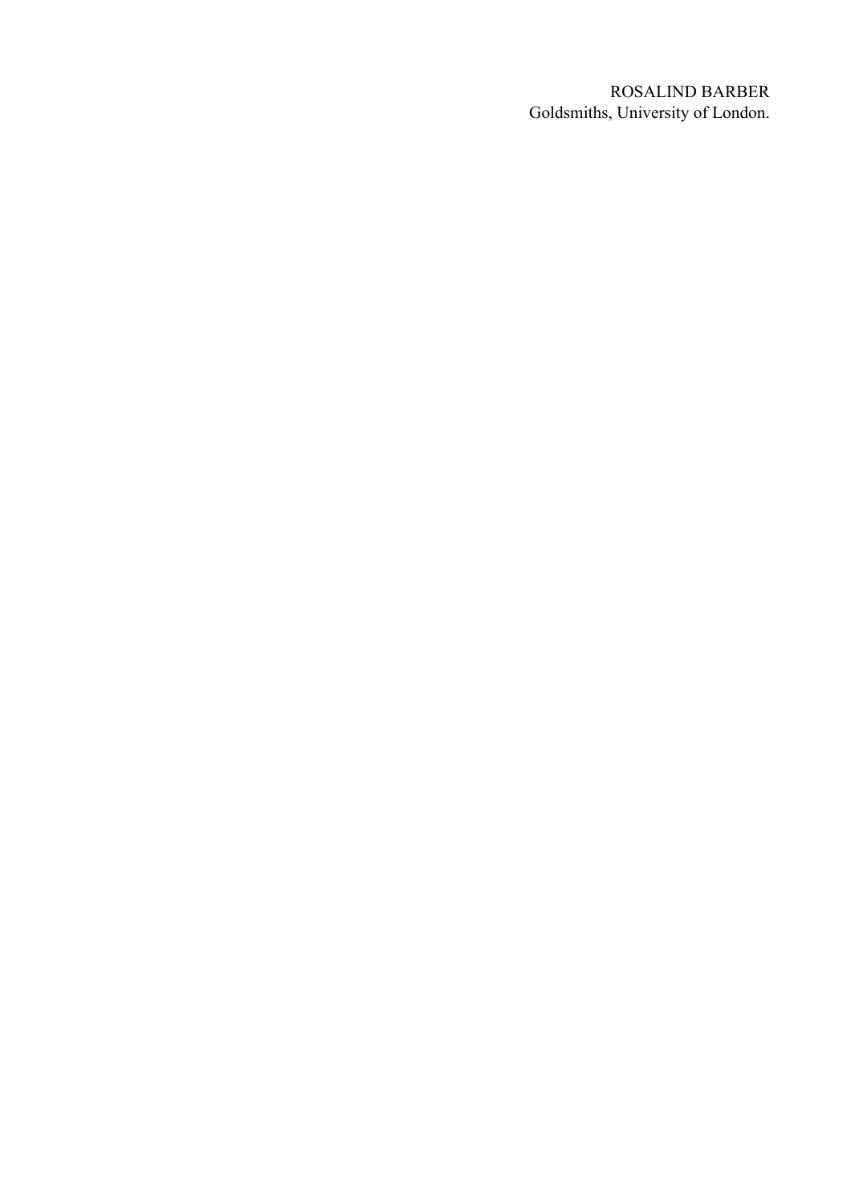ROSALIND BARBER
Goldsmiths, University of London.